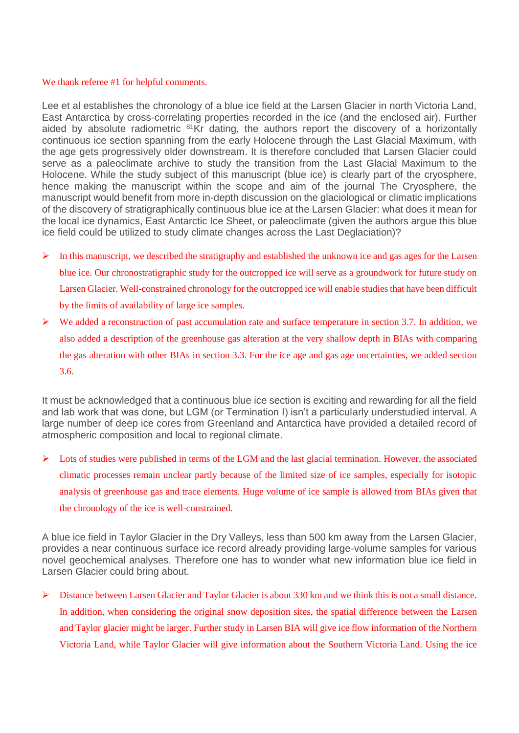We thank referee #1 for helpful comments.

Lee et al establishes the chronology of a blue ice field at the Larsen Glacier in north Victoria Land, East Antarctica by cross-correlating properties recorded in the ice (and the enclosed air). Further aided by absolute radiometric $^{81}$Kr dating, the authors report the discovery of a horizontally continuous ice section spanning from the early Holocene through the Last Glacial Maximum, with the age gets progressively older downstream. It is therefore concluded that Larsen Glacier could serve as a paleoclimate archive to study the transition from the Last Glacial Maximum to the Holocene. While the study subject of this manuscript (blue ice) is clearly part of the cryosphere, hence making the manuscript within the scope and aim of the journal The Cryosphere, the manuscript would benefit from more in-depth discussion on the glaciological or climatic implications of the discovery of stratigraphically continuous blue ice at the Larsen Glacier: what does it mean for the local ice dynamics, East Antarctic Ice Sheet, or paleoclimate (given the authors argue this blue ice field could be utilized to study climate changes across the Last Deglaciation)?

- In this manuscript, we described the stratigraphy and established the unknown ice and gas ages for the Larsen blue ice. Our chronostratigraphic study for the outcropped ice will serve as a groundwork for future study on Larsen Glacier. Well-constrained chronology for the outcropped ice will enable studies that have been difficult by the limits of availability of large ice samples.
- We added a reconstruction of past accumulation rate and surface temperature in section 3.7. In addition, we also added a description of the greenhouse gas alteration at the very shallow depth in BIAs with comparing the gas alteration with other BIAs in section 3.3. For the ice age and gas age uncertainties, we added section 3.6.

It must be acknowledged that a continuous blue ice section is exciting and rewarding for all the field and lab work that was done, but LGM (or Termination I) isn't a particularly understudied interval. A large number of deep ice cores from Greenland and Antarctica have provided a detailed record of atmospheric composition and local to regional climate.

- Lots of studies were published in terms of the LGM and the last glacial termination. However, the associated climatic processes remain unclear partly because of the limited size of ice samples, especially for isotopic analysis of greenhouse gas and trace elements. Huge volume of ice sample is allowed from BIAs given that the chronology of the ice is well-constrained.

A blue ice field in Taylor Glacier in the Dry Valleys, less than 500 km away from the Larsen Glacier, provides a near continuous surface ice record already providing large-volume samples for various novel geochemical analyses. Therefore one has to wonder what new information blue ice field in Larsen Glacier could bring about.

- Distance between Larsen Glacier and Taylor Glacier is about 330 km and we think this is not a small distance. In addition, when considering the original snow deposition sites, the spatial difference between the Larsen and Taylor glacier might be larger. Further study in Larsen BIA will give ice flow information of the Northern Victoria Land, while Taylor Glacier will give information about the Southern Victoria Land. Using the ice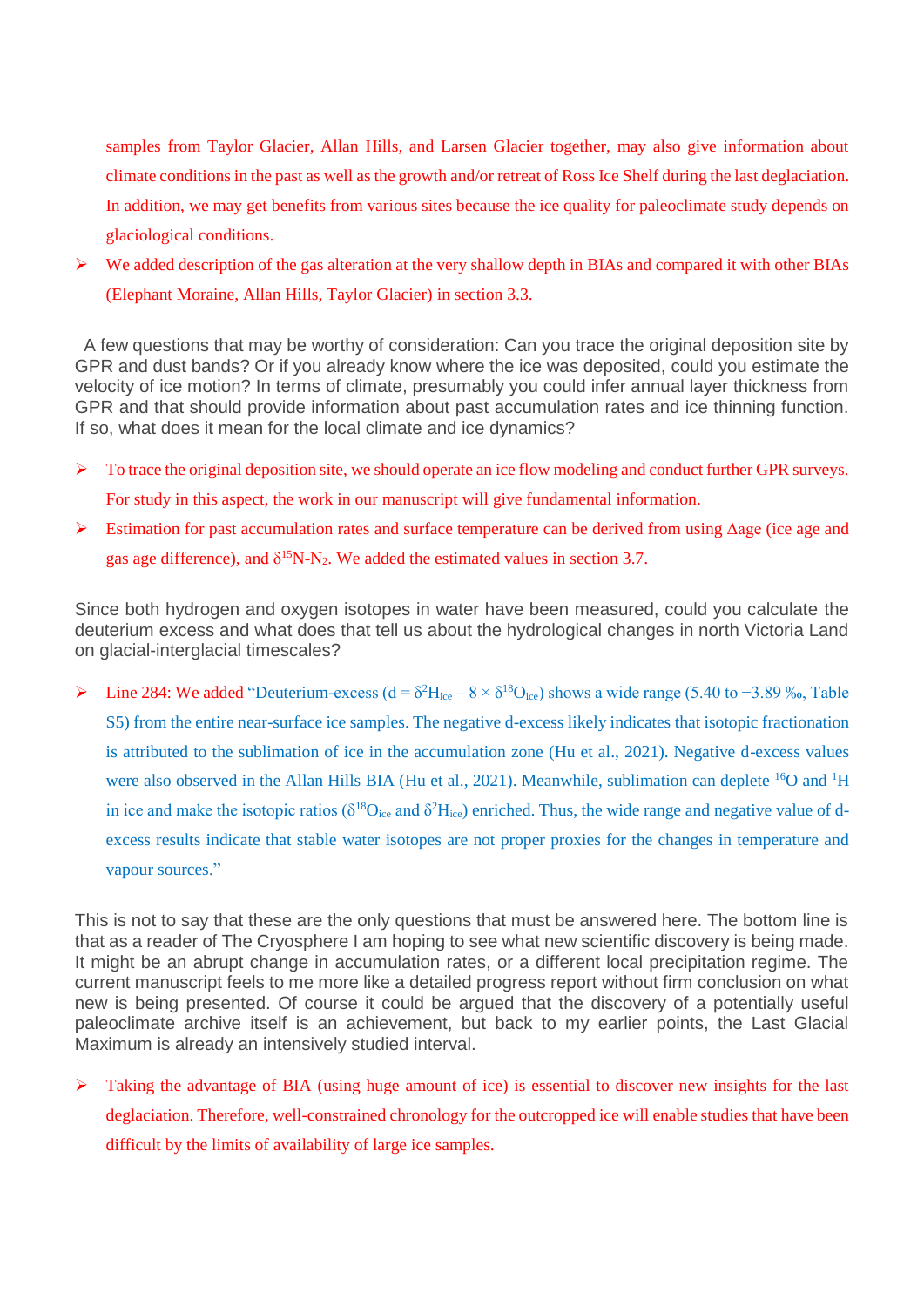samples from Taylor Glacier, Allan Hills, and Larsen Glacier together, may also give information about climate conditions in the past as well as the growth and/or retreat of Ross Ice Shelf during the last deglaciation. In addition, we may get benefits from various sites because the ice quality for paleoclimate study depends on glaciological conditions.

- We added description of the gas alteration at the very shallow depth in BIAs and compared it with other BIAs (Elephant Moraine, Allan Hills, Taylor Glacier) in section 3.3.

A few questions that may be worthy of consideration: Can you trace the original deposition site by GPR and dust bands? Or if you already know where the ice was deposited, could you estimate the velocity of ice motion? In terms of climate, presumably you could infer annual layer thickness from GPR and that should provide information about past accumulation rates and ice thinning function. If so, what does it mean for the local climate and ice dynamics?

- To trace the original deposition site, we should operate an ice flow modeling and conduct further GPR surveys. For study in this aspect, the work in our manuscript will give fundamental information.
- Estimation for past accumulation rates and surface temperature can be derived from using Δage (ice age and gas age difference), and $\delta^{15}N\text{-}N_2$. We added the estimated values in section 3.7.

Since both hydrogen and oxygen isotopes in water have been measured, could you calculate the deuterium excess and what does that tell us about the hydrological changes in north Victoria Land on glacial-interglacial timescales?

- Line 284: We added "Deuterium-excess ($d = \delta^2H_{ice} - 8 \times \delta^{18}O_{ice}$) shows a wide range (5.40 to −3.89 ‰, Table S5) from the entire near-surface ice samples. The negative d-excess likely indicates that isotopic fractionation is attributed to the sublimation of ice in the accumulation zone (Hu et al., 2021). Negative d-excess values were also observed in the Allan Hills BIA (Hu et al., 2021). Meanwhile, sublimation can deplete $^{16}O$ and $^{1}H$ in ice and make the isotopic ratios ($\delta^{18}O_{ice}$ and $\delta^2H_{ice}$) enriched. Thus, the wide range and negative value of d-excess results indicate that stable water isotopes are not proper proxies for the changes in temperature and vapour sources."

This is not to say that these are the only questions that must be answered here. The bottom line is that as a reader of The Cryosphere I am hoping to see what new scientific discovery is being made. It might be an abrupt change in accumulation rates, or a different local precipitation regime. The current manuscript feels to me more like a detailed progress report without firm conclusion on what new is being presented. Of course it could be argued that the discovery of a potentially useful paleoclimate archive itself is an achievement, but back to my earlier points, the Last Glacial Maximum is already an intensively studied interval.

- Taking the advantage of BIA (using huge amount of ice) is essential to discover new insights for the last deglaciation. Therefore, well-constrained chronology for the outcropped ice will enable studies that have been difficult by the limits of availability of large ice samples.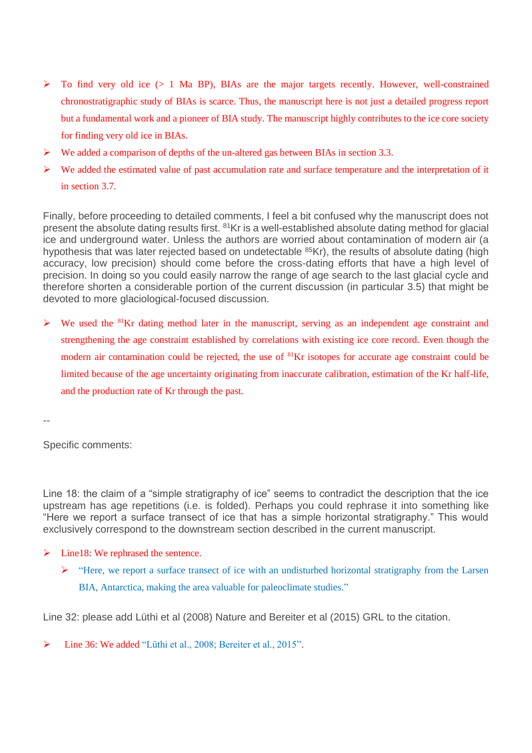- To find very old ice (> 1 Ma BP), BIAs are the major targets recently. However, well-constrained chronostratigraphic study of BIAs is scarce. Thus, the manuscript here is not just a detailed progress report but a fundamental work and a pioneer of BIA study. The manuscript highly contributes to the ice core society for finding very old ice in BIAs.
- We added a comparison of depths of the un-altered gas between BIAs in section 3.3.
- We added the estimated value of past accumulation rate and surface temperature and the interpretation of it in section 3.7.

Finally, before proceeding to detailed comments, I feel a bit confused why the manuscript does not present the absolute dating results first. $^{81}$Kr is a well-established absolute dating method for glacial ice and underground water. Unless the authors are worried about contamination of modern air (a hypothesis that was later rejected based on undetectable $^{85}$Kr), the results of absolute dating (high accuracy, low precision) should come before the cross-dating efforts that have a high level of precision. In doing so you could easily narrow the range of age search to the last glacial cycle and therefore shorten a considerable portion of the current discussion (in particular 3.5) that might be devoted to more glaciological-focused discussion.

- We used the $^{81}$Kr dating method later in the manuscript, serving as an independent age constraint and strengthening the age constraint established by correlations with existing ice core record. Even though the modern air contamination could be rejected, the use of $^{81}$Kr isotopes for accurate age constraint could be limited because of the age uncertainty originating from inaccurate calibration, estimation of the Kr half-life, and the production rate of Kr through the past.

--

Specific comments:

Line 18: the claim of a "simple stratigraphy of ice" seems to contradict the description that the ice upstream has age repetitions (i.e. is folded). Perhaps you could rephrase it into something like "Here we report a surface transect of ice that has a simple horizontal stratigraphy." This would exclusively correspond to the downstream section described in the current manuscript.

- Line18: We rephrased the sentence.
  - "Here, we report a surface transect of ice with an undisturbed horizontal stratigraphy from the Larsen BIA, Antarctica, making the area valuable for paleoclimate studies."

Line 32: please add Lüthi et al (2008) Nature and Bereiter et al (2015) GRL to the citation.

- Line 36: We added "Lüthi et al., 2008; Bereiter et al., 2015".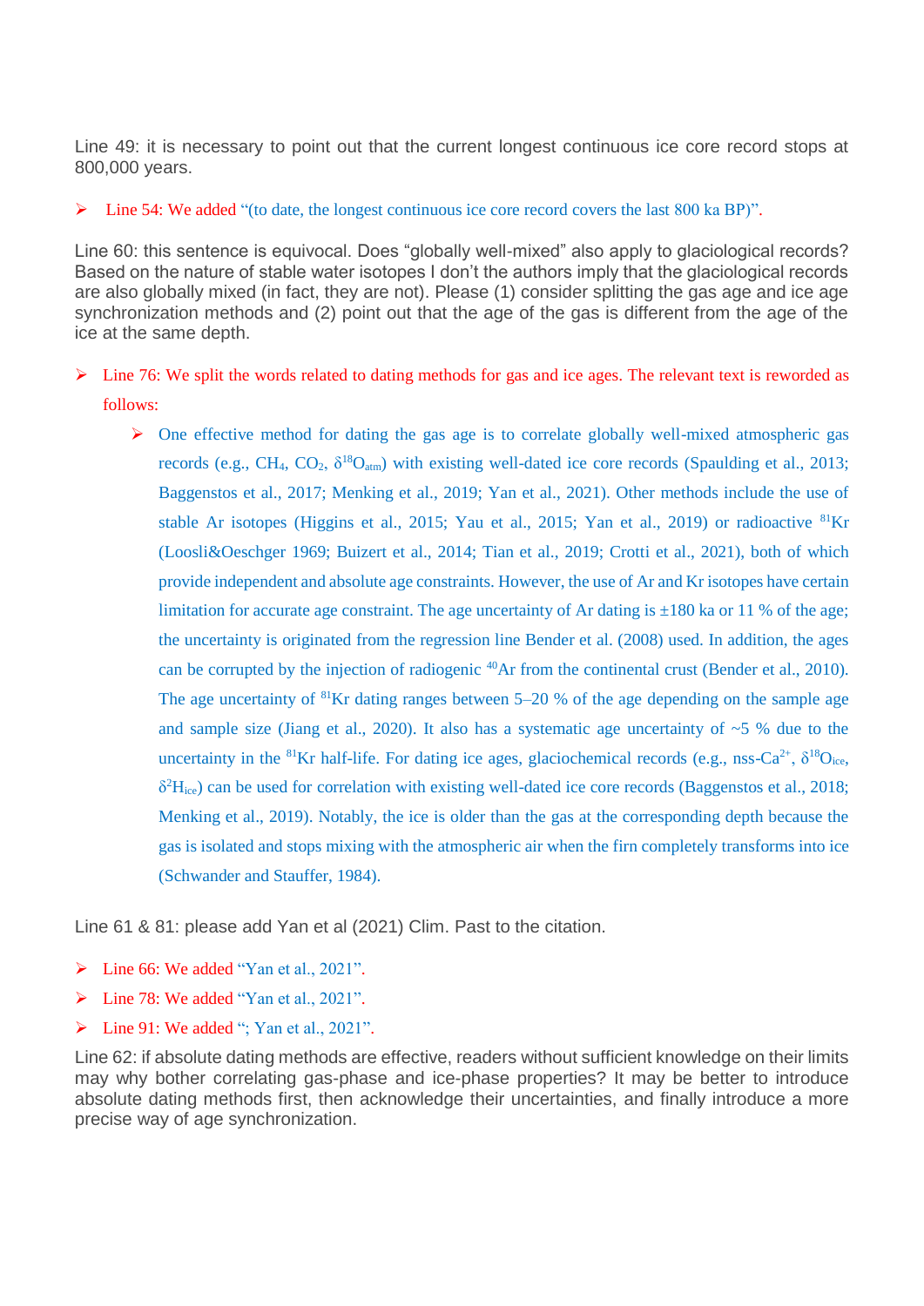Line 49: it is necessary to point out that the current longest continuous ice core record stops at 800,000 years.

- Line 54: We added "(to date, the longest continuous ice core record covers the last 800 ka BP)".

Line 60: this sentence is equivocal. Does "globally well-mixed" also apply to glaciological records? Based on the nature of stable water isotopes I don't the authors imply that the glaciological records are also globally mixed (in fact, they are not). Please (1) consider splitting the gas age and ice age synchronization methods and (2) point out that the age of the gas is different from the age of the ice at the same depth.

- Line 76: We split the words related to dating methods for gas and ice ages. The relevant text is reworded as follows:
  - One effective method for dating the gas age is to correlate globally well-mixed atmospheric gas records (e.g., $CH_4$, $CO_2$, $\delta^{18}O_{atm}$) with existing well-dated ice core records (Spaulding et al., 2013; Baggenstos et al., 2017; Menking et al., 2019; Yan et al., 2021). Other methods include the use of stable Ar isotopes (Higgins et al., 2015; Yau et al., 2015; Yan et al., 2019) or radioactive $^{81}$Kr (Loosli&Oeschger 1969; Buizert et al., 2014; Tian et al., 2019; Crotti et al., 2021), both of which provide independent and absolute age constraints. However, the use of Ar and Kr isotopes have certain limitation for accurate age constraint. The age uncertainty of Ar dating is ±180 ka or 11 % of the age; the uncertainty is originated from the regression line Bender et al. (2008) used. In addition, the ages can be corrupted by the injection of radiogenic $^{40}$Ar from the continental crust (Bender et al., 2010). The age uncertainty of $^{81}$Kr dating ranges between 5–20 % of the age depending on the sample age and sample size (Jiang et al., 2020). It also has a systematic age uncertainty of ~5 % due to the uncertainty in the $^{81}$Kr half-life. For dating ice ages, glaciochemical records (e.g., nss-$Ca^{2+}$, $\delta^{18}O_{ice}$, $\delta^{2}H_{ice}$) can be used for correlation with existing well-dated ice core records (Baggenstos et al., 2018; Menking et al., 2019). Notably, the ice is older than the gas at the corresponding depth because the gas is isolated and stops mixing with the atmospheric air when the firn completely transforms into ice (Schwander and Stauffer, 1984).

Line 61 & 81: please add Yan et al (2021) Clim. Past to the citation.

- Line 66: We added "Yan et al., 2021".
- Line 78: We added "Yan et al., 2021".
- Line 91: We added "; Yan et al., 2021".

Line 62: if absolute dating methods are effective, readers without sufficient knowledge on their limits may why bother correlating gas-phase and ice-phase properties? It may be better to introduce absolute dating methods first, then acknowledge their uncertainties, and finally introduce a more precise way of age synchronization.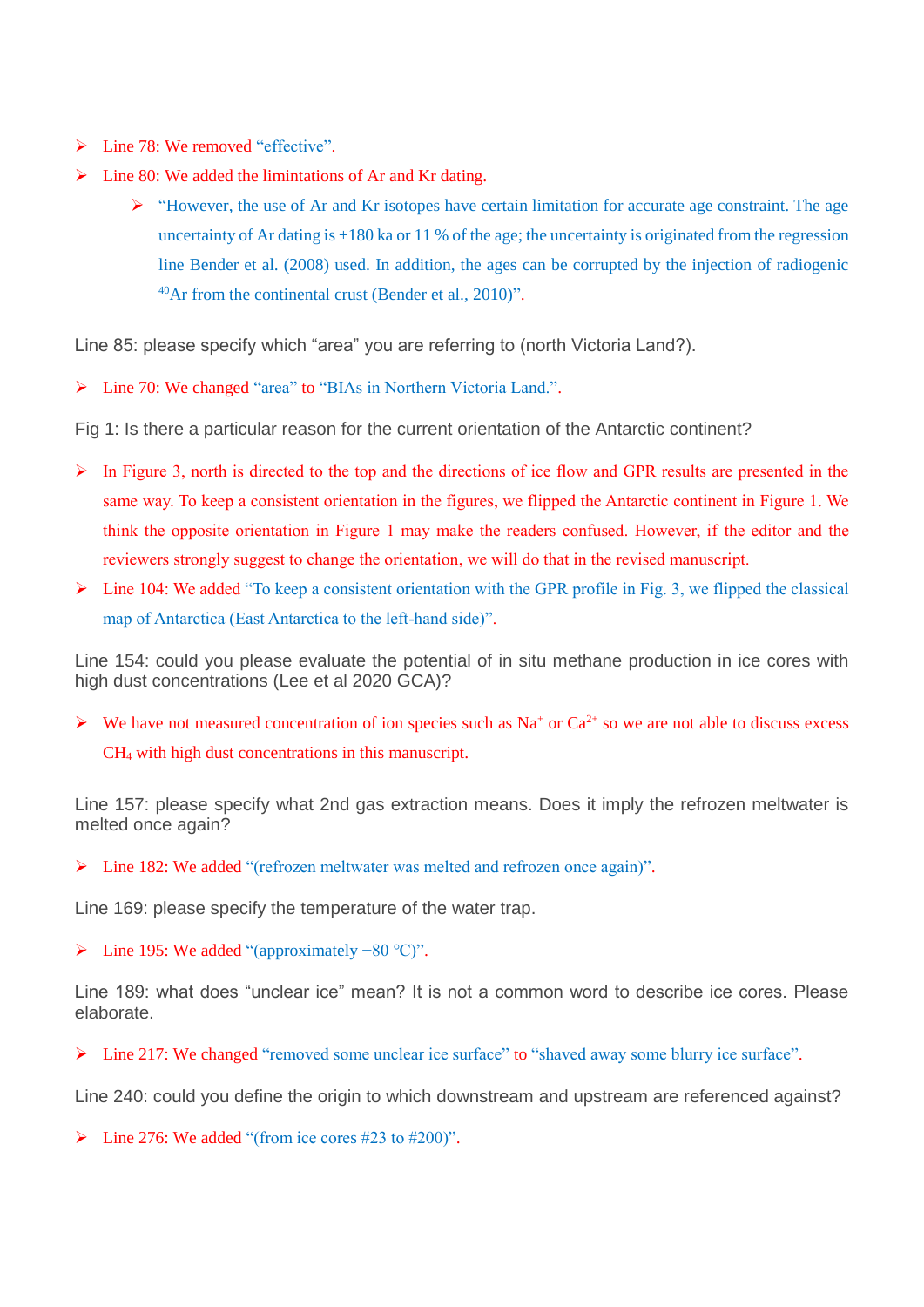- Line 78: We removed "effective".
- Line 80: We added the limintations of Ar and Kr dating.
    - "However, the use of Ar and Kr isotopes have certain limitation for accurate age constraint. The age uncertainty of Ar dating is ±180 ka or 11 % of the age; the uncertainty is originated from the regression line Bender et al. (2008) used. In addition, the ages can be corrupted by the injection of radiogenic $^{40}Ar$ from the continental crust (Bender et al., 2010)".

Line 85: please specify which "area" you are referring to (north Victoria Land?).

- Line 70: We changed "area" to "BIAs in Northern Victoria Land.".

Fig 1: Is there a particular reason for the current orientation of the Antarctic continent?

- In Figure 3, north is directed to the top and the directions of ice flow and GPR results are presented in the same way. To keep a consistent orientation in the figures, we flipped the Antarctic continent in Figure 1. We think the opposite orientation in Figure 1 may make the readers confused. However, if the editor and the reviewers strongly suggest to change the orientation, we will do that in the revised manuscript.
- Line 104: We added "To keep a consistent orientation with the GPR profile in Fig. 3, we flipped the classical map of Antarctica (East Antarctica to the left-hand side)".

Line 154: could you please evaluate the potential of in situ methane production in ice cores with high dust concentrations (Lee et al 2020 GCA)?

- We have not measured concentration of ion species such as $Na^{+}$ or $Ca^{2+}$ so we are not able to discuss excess $CH_4$ with high dust concentrations in this manuscript.

Line 157: please specify what 2nd gas extraction means. Does it imply the refrozen meltwater is melted once again?

- Line 182: We added "(refrozen meltwater was melted and refrozen once again)".

Line 169: please specify the temperature of the water trap.

- Line 195: We added "(approximately −80 °C)".

Line 189: what does "unclear ice" mean? It is not a common word to describe ice cores. Please elaborate.

- Line 217: We changed "removed some unclear ice surface" to "shaved away some blurry ice surface".

Line 240: could you define the origin to which downstream and upstream are referenced against?

- Line 276: We added "(from ice cores #23 to #200)".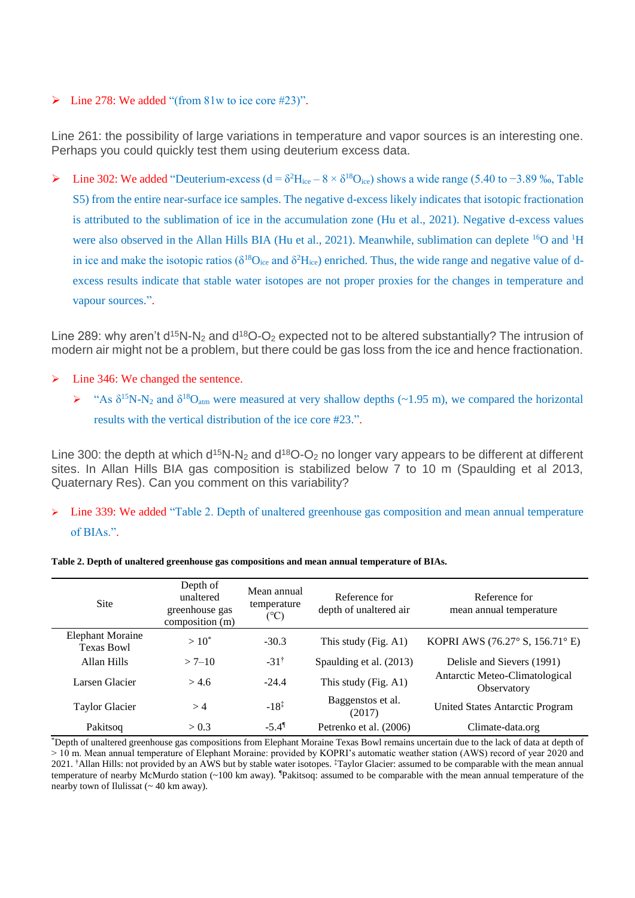- Line 278: We added "(from 81w to ice core #23)".

Line 261: the possibility of large variations in temperature and vapor sources is an interesting one. Perhaps you could quickly test them using deuterium excess data.

- Line 302: We added "Deuterium-excess (d = $\delta^2H_{ice} - 8 \times \delta^{18}O_{ice}$) shows a wide range (5.40 to −3.89 ‰, Table S5) from the entire near-surface ice samples. The negative d-excess likely indicates that isotopic fractionation is attributed to the sublimation of ice in the accumulation zone (Hu et al., 2021). Negative d-excess values were also observed in the Allan Hills BIA (Hu et al., 2021). Meanwhile, sublimation can deplete $^{16}O$ and $^{1}H$ in ice and make the isotopic ratios ($\delta^{18}O_{ice}$ and $\delta^2H_{ice}$) enriched. Thus, the wide range and negative value of d-excess results indicate that stable water isotopes are not proper proxies for the changes in temperature and vapour sources.".

Line 289: why aren't $d^{15}N$-$N_2$ and $d^{18}O$-$O_2$ expected not to be altered substantially? The intrusion of modern air might not be a problem, but there could be gas loss from the ice and hence fractionation.

- Line 346: We changed the sentence.
  - "As $\delta^{15}N$-$N_2$ and $\delta^{18}O_{atm}$ were measured at very shallow depths (~1.95 m), we compared the horizontal results with the vertical distribution of the ice core #23.".

Line 300: the depth at which $d^{15}N$-$N_2$ and $d^{18}O$-$O_2$ no longer vary appears to be different at different sites. In Allan Hills BIA gas composition is stabilized below 7 to 10 m (Spaulding et al 2013, Quaternary Res). Can you comment on this variability?

- Line 339: We added "Table 2. Depth of unaltered greenhouse gas composition and mean annual temperature of BIAs.".

**Table 2. Depth of unaltered greenhouse gas compositions and mean annual temperature of BIAs.**

| Site | Depth of unaltered greenhouse gas composition (m) | Mean annual temperature (°C) | Reference for depth of unaltered air | Reference for mean annual temperature |
|---|---|---|---|---|
| Elephant Moraine Texas Bowl | > 10* | -30.3 | This study (Fig. A1) | KOPRI AWS (76.27° S, 156.71° E) |
| Allan Hills | > 7–10 | -31† | Spaulding et al. (2013) | Delisle and Sievers (1991) |
| Larsen Glacier | > 4.6 | -24.4 | This study (Fig. A1) | Antarctic Meteo-Climatological Observatory |
| Taylor Glacier | > 4 | -18‡ | Baggenstos et al. (2017) | United States Antarctic Program |
| Pakitsoq | > 0.3 | -5.4¶ | Petrenko et al. (2006) | Climate-data.org |

*Depth of unaltered greenhouse gas compositions from Elephant Moraine Texas Bowl remains uncertain due to the lack of data at depth of > 10 m. Mean annual temperature of Elephant Moraine: provided by KOPRI's automatic weather station (AWS) record of year 2020 and 2021. †Allan Hills: not provided by an AWS but by stable water isotopes. ‡Taylor Glacier: assumed to be comparable with the mean annual temperature of nearby McMurdo station (~100 km away). ¶Pakitsoq: assumed to be comparable with the mean annual temperature of the nearby town of Ilulissat (~ 40 km away).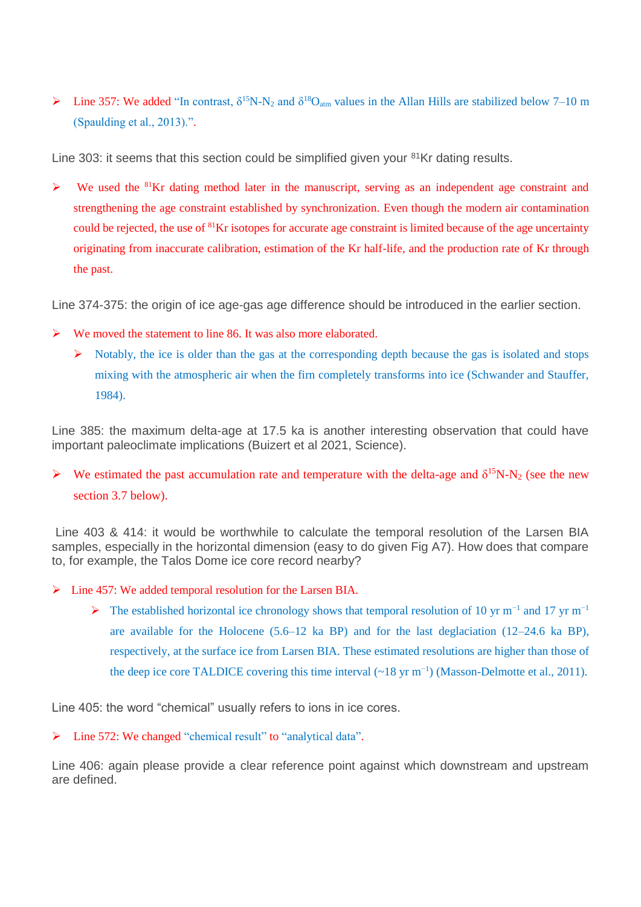- Line 357: We added "In contrast, $\delta^{15}N$-$N_2$ and $\delta^{18}O_{atm}$ values in the Allan Hills are stabilized below 7–10 m (Spaulding et al., 2013).".

Line 303: it seems that this section could be simplified given your $^{81}Kr$ dating results.

- We used the $^{81}Kr$ dating method later in the manuscript, serving as an independent age constraint and strengthening the age constraint established by synchronization. Even though the modern air contamination could be rejected, the use of $^{81}Kr$ isotopes for accurate age constraint is limited because of the age uncertainty originating from inaccurate calibration, estimation of the Kr half-life, and the production rate of Kr through the past.

Line 374-375: the origin of ice age-gas age difference should be introduced in the earlier section.

- We moved the statement to line 86. It was also more elaborated.
  - Notably, the ice is older than the gas at the corresponding depth because the gas is isolated and stops mixing with the atmospheric air when the firn completely transforms into ice (Schwander and Stauffer, 1984).

Line 385: the maximum delta-age at 17.5 ka is another interesting observation that could have important paleoclimate implications (Buizert et al 2021, Science).

- We estimated the past accumulation rate and temperature with the delta-age and $\delta^{15}N$-$N_2$ (see the new section 3.7 below).

Line 403 & 414: it would be worthwhile to calculate the temporal resolution of the Larsen BIA samples, especially in the horizontal dimension (easy to do given Fig A7). How does that compare to, for example, the Talos Dome ice core record nearby?

- Line 457: We added temporal resolution for the Larsen BIA.
  - The established horizontal ice chronology shows that temporal resolution of 10 yr $m^{-1}$ and 17 yr $m^{-1}$ are available for the Holocene (5.6–12 ka BP) and for the last deglaciation (12–24.6 ka BP), respectively, at the surface ice from Larsen BIA. These estimated resolutions are higher than those of the deep ice core TALDICE covering this time interval (~18 yr $m^{-1}$) (Masson-Delmotte et al., 2011).

Line 405: the word "chemical" usually refers to ions in ice cores.

- Line 572: We changed "chemical result" to "analytical data".

Line 406: again please provide a clear reference point against which downstream and upstream are defined.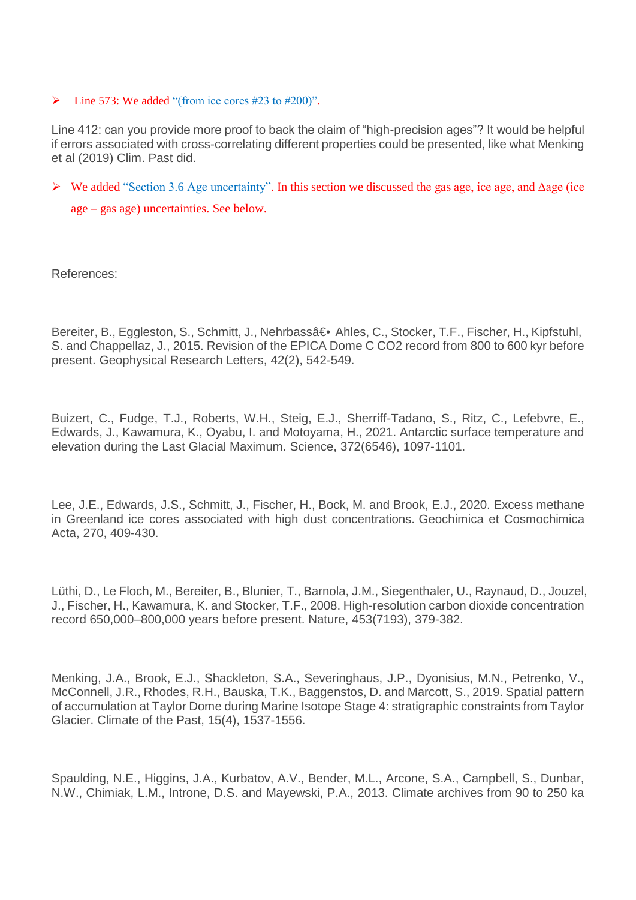- Line 573: We added "(from ice cores #23 to #200)".

Line 412: can you provide more proof to back the claim of "high-precision ages"? It would be helpful if errors associated with cross-correlating different properties could be presented, like what Menking et al (2019) Clim. Past did.

- We added "Section 3.6 Age uncertainty". In this section we discussed the gas age, ice age, and Δage (ice age – gas age) uncertainties. See below.

References:

Bereiter, B., Eggleston, S., Schmitt, J., Nehrbassâ€• Ahles, C., Stocker, T.F., Fischer, H., Kipfstuhl, S. and Chappellaz, J., 2015. Revision of the EPICA Dome C CO2 record from 800 to 600 kyr before present. Geophysical Research Letters, 42(2), 542-549.

Buizert, C., Fudge, T.J., Roberts, W.H., Steig, E.J., Sherriff-Tadano, S., Ritz, C., Lefebvre, E., Edwards, J., Kawamura, K., Oyabu, I. and Motoyama, H., 2021. Antarctic surface temperature and elevation during the Last Glacial Maximum. Science, 372(6546), 1097-1101.

Lee, J.E., Edwards, J.S., Schmitt, J., Fischer, H., Bock, M. and Brook, E.J., 2020. Excess methane in Greenland ice cores associated with high dust concentrations. Geochimica et Cosmochimica Acta, 270, 409-430.

Lüthi, D., Le Floch, M., Bereiter, B., Blunier, T., Barnola, J.M., Siegenthaler, U., Raynaud, D., Jouzel, J., Fischer, H., Kawamura, K. and Stocker, T.F., 2008. High-resolution carbon dioxide concentration record 650,000–800,000 years before present. Nature, 453(7193), 379-382.

Menking, J.A., Brook, E.J., Shackleton, S.A., Severinghaus, J.P., Dyonisius, M.N., Petrenko, V., McConnell, J.R., Rhodes, R.H., Bauska, T.K., Baggenstos, D. and Marcott, S., 2019. Spatial pattern of accumulation at Taylor Dome during Marine Isotope Stage 4: stratigraphic constraints from Taylor Glacier. Climate of the Past, 15(4), 1537-1556.

Spaulding, N.E., Higgins, J.A., Kurbatov, A.V., Bender, M.L., Arcone, S.A., Campbell, S., Dunbar, N.W., Chimiak, L.M., Introne, D.S. and Mayewski, P.A., 2013. Climate archives from 90 to 250 ka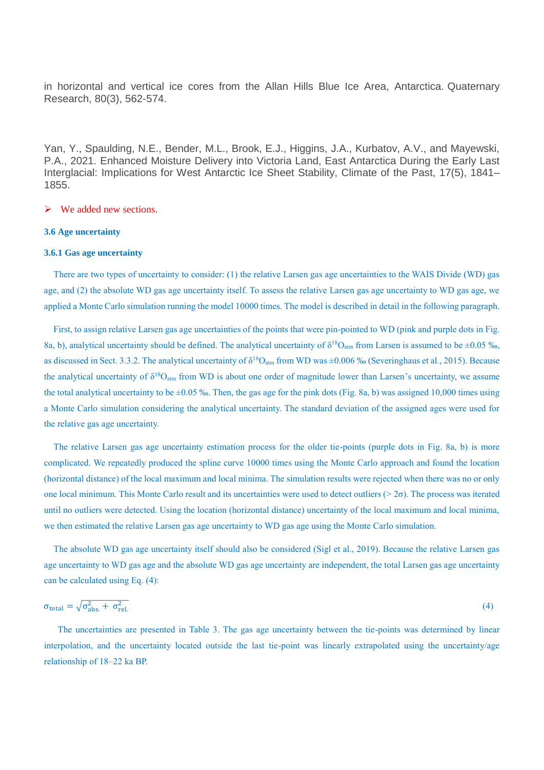in horizontal and vertical ice cores from the Allan Hills Blue Ice Area, Antarctica. Quaternary Research, 80(3), 562-574.

Yan, Y., Spaulding, N.E., Bender, M.L., Brook, E.J., Higgins, J.A., Kurbatov, A.V., and Mayewski, P.A., 2021. Enhanced Moisture Delivery into Victoria Land, East Antarctica During the Early Last Interglacial: Implications for West Antarctic Ice Sheet Stability, Climate of the Past, 17(5), 1841–1855.

➢ We added new sections.

### 3.6 Age uncertainty

#### 3.6.1 Gas age uncertainty

There are two types of uncertainty to consider: (1) the relative Larsen gas age uncertainties to the WAIS Divide (WD) gas age, and (2) the absolute WD gas age uncertainty itself. To assess the relative Larsen gas age uncertainty to WD gas age, we applied a Monte Carlo simulation running the model 10000 times. The model is described in detail in the following paragraph.

First, to assign relative Larsen gas age uncertainties of the points that were pin-pointed to WD (pink and purple dots in Fig. 8a, b), analytical uncertainty should be defined. The analytical uncertainty of $\delta^{18}O_{atm}$ from Larsen is assumed to be ±0.05 ‰, as discussed in Sect. 3.3.2. The analytical uncertainty of $\delta^{18}O_{atm}$ from WD was ±0.006 ‰ (Severinghaus et al., 2015). Because the analytical uncertainty of $\delta^{18}O_{atm}$ from WD is about one order of magnitude lower than Larsen's uncertainty, we assume the total analytical uncertainty to be ±0.05 ‰. Then, the gas age for the pink dots (Fig. 8a, b) was assigned 10,000 times using a Monte Carlo simulation considering the analytical uncertainty. The standard deviation of the assigned ages were used for the relative gas age uncertainty.

The relative Larsen gas age uncertainty estimation process for the older tie-points (purple dots in Fig. 8a, b) is more complicated. We repeatedly produced the spline curve 10000 times using the Monte Carlo approach and found the location (horizontal distance) of the local maximum and local minima. The simulation results were rejected when there was no or only one local minimum. This Monte Carlo result and its uncertainties were used to detect outliers (> 2σ). The process was iterated until no outliers were detected. Using the location (horizontal distance) uncertainty of the local maximum and local minima, we then estimated the relative Larsen gas age uncertainty to WD gas age using the Monte Carlo simulation.

The absolute WD gas age uncertainty itself should also be considered (Sigl et al., 2019). Because the relative Larsen gas age uncertainty to WD gas age and the absolute WD gas age uncertainty are independent, the total Larsen gas age uncertainty can be calculated using Eq. (4):

$$\sigma_{\text{total}} = \sqrt{\sigma_{\text{abs.}}^2 + \sigma_{\text{rel.}}^2} \tag{4}$$

The uncertainties are presented in Table 3. The gas age uncertainty between the tie-points was determined by linear interpolation, and the uncertainty located outside the last tie-point was linearly extrapolated using the uncertainty/age relationship of 18–22 ka BP.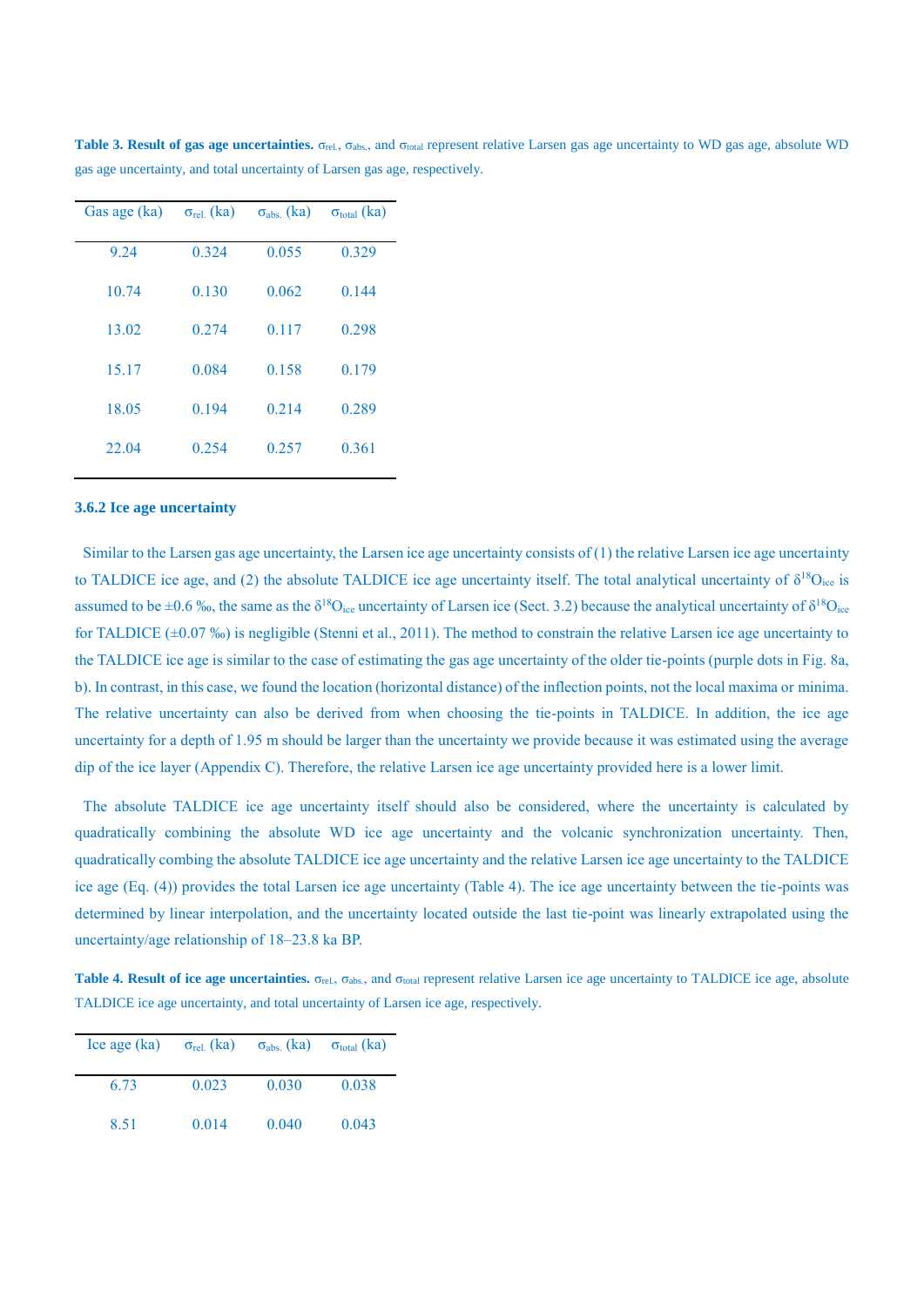**Table 3. Result of gas age uncertainties.** $\sigma_{rel.}$, $\sigma_{abs.}$, and $\sigma_{total}$ represent relative Larsen gas age uncertainty to WD gas age, absolute WD gas age uncertainty, and total uncertainty of Larsen gas age, respectively.

| Gas age (ka) | $\sigma_{rel.}$ (ka) | $\sigma_{abs.}$ (ka) | $\sigma_{total}$ (ka) |
|---|---|---|---|
| 9.24 | 0.324 | 0.055 | 0.329 |
| 10.74 | 0.130 | 0.062 | 0.144 |
| 13.02 | 0.274 | 0.117 | 0.298 |
| 15.17 | 0.084 | 0.158 | 0.179 |
| 18.05 | 0.194 | 0.214 | 0.289 |
| 22.04 | 0.254 | 0.257 | 0.361 |

### 3.6.2 Ice age uncertainty

Similar to the Larsen gas age uncertainty, the Larsen ice age uncertainty consists of (1) the relative Larsen ice age uncertainty to TALDICE ice age, and (2) the absolute TALDICE ice age uncertainty itself. The total analytical uncertainty of $\delta^{18}O_{ice}$ is assumed to be ±0.6 ‰, the same as the $\delta^{18}O_{ice}$ uncertainty of Larsen ice (Sect. 3.2) because the analytical uncertainty of $\delta^{18}O_{ice}$ for TALDICE (±0.07 ‰) is negligible (Stenni et al., 2011). The method to constrain the relative Larsen ice age uncertainty to the TALDICE ice age is similar to the case of estimating the gas age uncertainty of the older tie-points (purple dots in Fig. 8a, b). In contrast, in this case, we found the location (horizontal distance) of the inflection points, not the local maxima or minima. The relative uncertainty can also be derived from when choosing the tie-points in TALDICE. In addition, the ice age uncertainty for a depth of 1.95 m should be larger than the uncertainty we provide because it was estimated using the average dip of the ice layer (Appendix C). Therefore, the relative Larsen ice age uncertainty provided here is a lower limit.

The absolute TALDICE ice age uncertainty itself should also be considered, where the uncertainty is calculated by quadratically combining the absolute WD ice age uncertainty and the volcanic synchronization uncertainty. Then, quadratically combing the absolute TALDICE ice age uncertainty and the relative Larsen ice age uncertainty to the TALDICE ice age (Eq. (4)) provides the total Larsen ice age uncertainty (Table 4). The ice age uncertainty between the tie-points was determined by linear interpolation, and the uncertainty located outside the last tie-point was linearly extrapolated using the uncertainty/age relationship of 18–23.8 ka BP.

**Table 4. Result of ice age uncertainties.** $\sigma_{rel.}$, $\sigma_{abs.}$, and $\sigma_{total}$ represent relative Larsen ice age uncertainty to TALDICE ice age, absolute TALDICE ice age uncertainty, and total uncertainty of Larsen ice age, respectively.

| Ice age (ka) | $\sigma_{rel.}$ (ka) | $\sigma_{abs.}$ (ka) | $\sigma_{total}$ (ka) |
|---|---|---|---|
| 6.73 | 0.023 | 0.030 | 0.038 |
| 8.51 | 0.014 | 0.040 | 0.043 |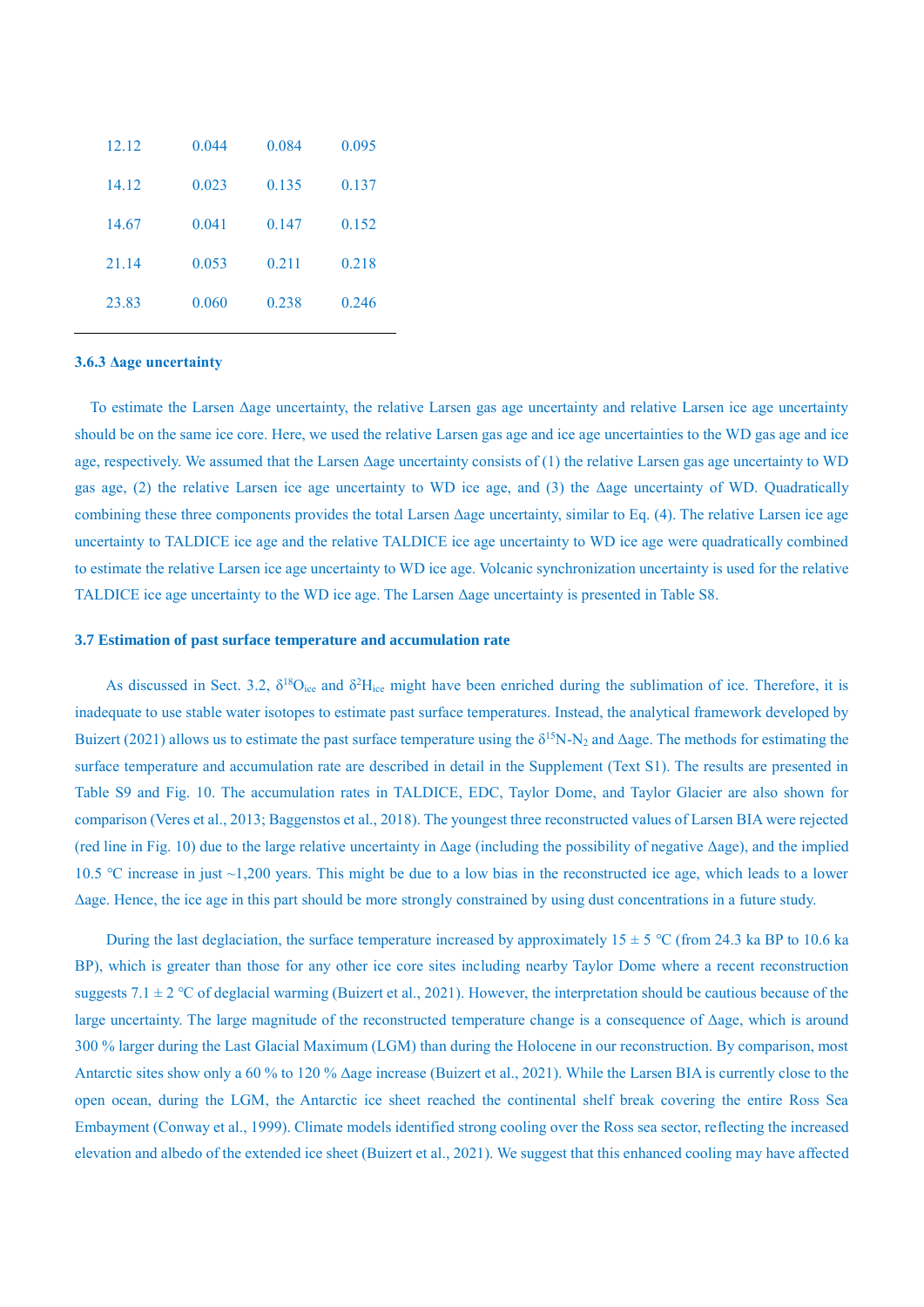| | | | |
|---|---|---|---|
| 12.12 | 0.044 | 0.084 | 0.095 |
| 14.12 | 0.023 | 0.135 | 0.137 |
| 14.67 | 0.041 | 0.147 | 0.152 |
| 21.14 | 0.053 | 0.211 | 0.218 |
| 23.83 | 0.060 | 0.238 | 0.246 |

### 3.6.3 Δage uncertainty

To estimate the Larsen Δage uncertainty, the relative Larsen gas age uncertainty and relative Larsen ice age uncertainty should be on the same ice core. Here, we used the relative Larsen gas age and ice age uncertainties to the WD gas age and ice age, respectively. We assumed that the Larsen Δage uncertainty consists of (1) the relative Larsen gas age uncertainty to WD gas age, (2) the relative Larsen ice age uncertainty to WD ice age, and (3) the Δage uncertainty of WD. Quadratically combining these three components provides the total Larsen Δage uncertainty, similar to Eq. (4). The relative Larsen ice age uncertainty to TALDICE ice age and the relative TALDICE ice age uncertainty to WD ice age were quadratically combined to estimate the relative Larsen ice age uncertainty to WD ice age. Volcanic synchronization uncertainty is used for the relative TALDICE ice age uncertainty to the WD ice age. The Larsen Δage uncertainty is presented in Table S8.

### 3.7 Estimation of past surface temperature and accumulation rate

As discussed in Sect. 3.2, $\delta^{18}O_{ice}$ and $\delta^{2}H_{ice}$ might have been enriched during the sublimation of ice. Therefore, it is inadequate to use stable water isotopes to estimate past surface temperatures. Instead, the analytical framework developed by Buizert (2021) allows us to estimate the past surface temperature using the $\delta^{15}N$-$N_2$ and Δage. The methods for estimating the surface temperature and accumulation rate are described in detail in the Supplement (Text S1). The results are presented in Table S9 and Fig. 10. The accumulation rates in TALDICE, EDC, Taylor Dome, and Taylor Glacier are also shown for comparison (Veres et al., 2013; Baggenstos et al., 2018). The youngest three reconstructed values of Larsen BIA were rejected (red line in Fig. 10) due to the large relative uncertainty in Δage (including the possibility of negative Δage), and the implied 10.5 °C increase in just ~1,200 years. This might be due to a low bias in the reconstructed ice age, which leads to a lower Δage. Hence, the ice age in this part should be more strongly constrained by using dust concentrations in a future study.

During the last deglaciation, the surface temperature increased by approximately 15 ± 5 °C (from 24.3 ka BP to 10.6 ka BP), which is greater than those for any other ice core sites including nearby Taylor Dome where a recent reconstruction suggests 7.1 ± 2 °C of deglacial warming (Buizert et al., 2021). However, the interpretation should be cautious because of the large uncertainty. The large magnitude of the reconstructed temperature change is a consequence of Δage, which is around 300 % larger during the Last Glacial Maximum (LGM) than during the Holocene in our reconstruction. By comparison, most Antarctic sites show only a 60 % to 120 % Δage increase (Buizert et al., 2021). While the Larsen BIA is currently close to the open ocean, during the LGM, the Antarctic ice sheet reached the continental shelf break covering the entire Ross Sea Embayment (Conway et al., 1999). Climate models identified strong cooling over the Ross sea sector, reflecting the increased elevation and albedo of the extended ice sheet (Buizert et al., 2021). We suggest that this enhanced cooling may have affected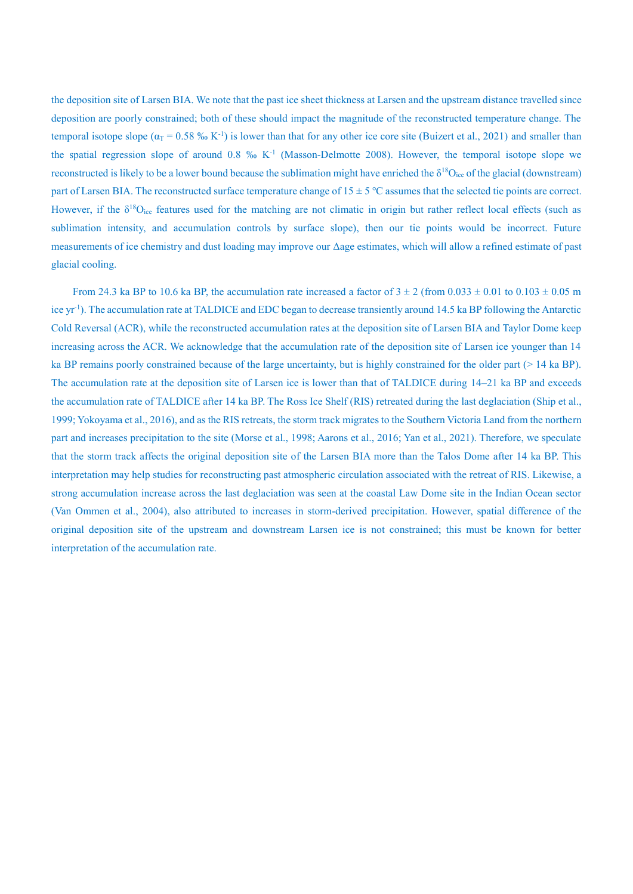the deposition site of Larsen BIA. We note that the past ice sheet thickness at Larsen and the upstream distance travelled since deposition are poorly constrained; both of these should impact the magnitude of the reconstructed temperature change. The temporal isotope slope ($\alpha_T$ = 0.58 ‰ $K^{-1}$) is lower than that for any other ice core site (Buizert et al., 2021) and smaller than the spatial regression slope of around 0.8 ‰ $K^{-1}$ (Masson-Delmotte 2008). However, the temporal isotope slope we reconstructed is likely to be a lower bound because the sublimation might have enriched the $\delta^{18}O_{ice}$ of the glacial (downstream) part of Larsen BIA. The reconstructed surface temperature change of 15 ± 5 °C assumes that the selected tie points are correct. However, if the $\delta^{18}O_{ice}$ features used for the matching are not climatic in origin but rather reflect local effects (such as sublimation intensity, and accumulation controls by surface slope), then our tie points would be incorrect. Future measurements of ice chemistry and dust loading may improve our Δage estimates, which will allow a refined estimate of past glacial cooling.

From 24.3 ka BP to 10.6 ka BP, the accumulation rate increased a factor of 3 ± 2 (from 0.033 ± 0.01 to 0.103 ± 0.05 m ice $yr^{-1}$). The accumulation rate at TALDICE and EDC began to decrease transiently around 14.5 ka BP following the Antarctic Cold Reversal (ACR), while the reconstructed accumulation rates at the deposition site of Larsen BIA and Taylor Dome keep increasing across the ACR. We acknowledge that the accumulation rate of the deposition site of Larsen ice younger than 14 ka BP remains poorly constrained because of the large uncertainty, but is highly constrained for the older part (> 14 ka BP). The accumulation rate at the deposition site of Larsen ice is lower than that of TALDICE during 14–21 ka BP and exceeds the accumulation rate of TALDICE after 14 ka BP. The Ross Ice Shelf (RIS) retreated during the last deglaciation (Ship et al., 1999; Yokoyama et al., 2016), and as the RIS retreats, the storm track migrates to the Southern Victoria Land from the northern part and increases precipitation to the site (Morse et al., 1998; Aarons et al., 2016; Yan et al., 2021). Therefore, we speculate that the storm track affects the original deposition site of the Larsen BIA more than the Talos Dome after 14 ka BP. This interpretation may help studies for reconstructing past atmospheric circulation associated with the retreat of RIS. Likewise, a strong accumulation increase across the last deglaciation was seen at the coastal Law Dome site in the Indian Ocean sector (Van Ommen et al., 2004), also attributed to increases in storm-derived precipitation. However, spatial difference of the original deposition site of the upstream and downstream Larsen ice is not constrained; this must be known for better interpretation of the accumulation rate.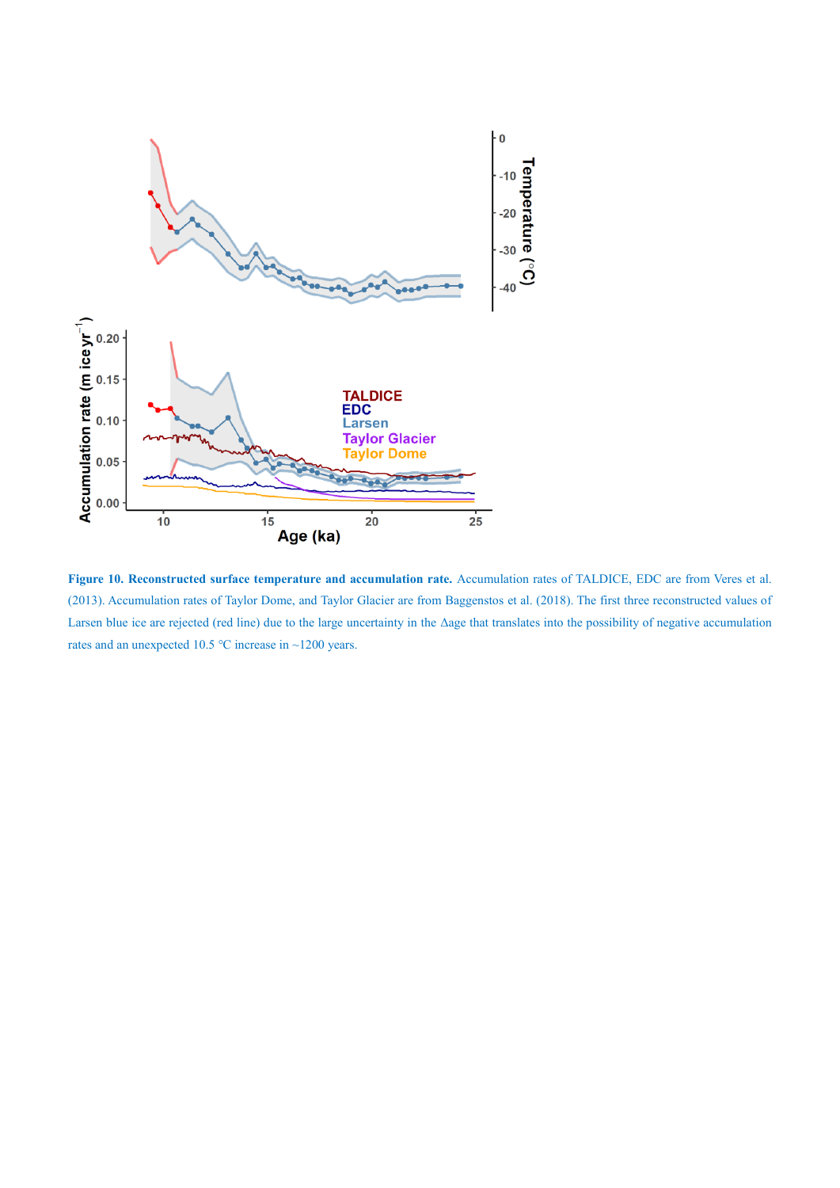Temperature (°C)

0

-10

-20

-30

-40

Accumulation rate (m ice yr$^{-1}$)

0.20

0.15

0.10

0.05

0.00

TALDICE

EDC

Larsen

Taylor Glacier

Taylor Dome

10

15

20

25

Age (ka)

**Figure 10. Reconstructed surface temperature and accumulation rate.** Accumulation rates of TALDICE, EDC are from Veres et al. (2013). Accumulation rates of Taylor Dome, and Taylor Glacier are from Baggenstos et al. (2018). The first three reconstructed values of Larsen blue ice are rejected (red line) due to the large uncertainty in the Δage that translates into the possibility of negative accumulation rates and an unexpected 10.5 °C increase in ~1200 years.